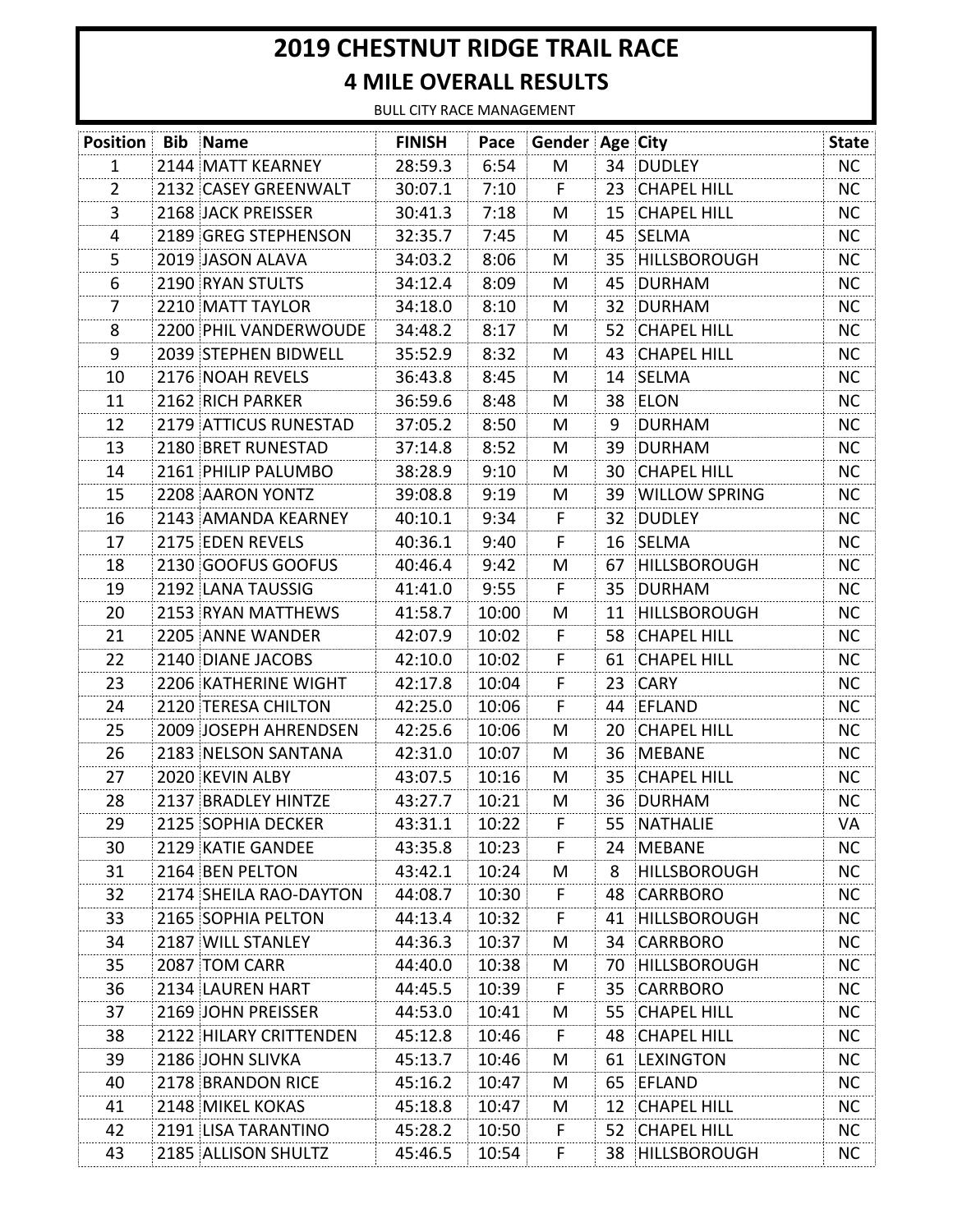# 2019 CHESTNUT RIDGE TRAIL RACE

## 4 MILE OVERALL RESULTS

BULL CITY RACE MANAGEMENT

| Position | Bib | Name | FINISH | Pace | Gender | Age | City | State |
|---|---|---|---|---|---|---|---|---|
| 1 | 2144 | MATT KEARNEY | 28:59.3 | 6:54 | M | 34 | DUDLEY | NC |
| 2 | 2132 | CASEY GREENWALT | 30:07.1 | 7:10 | F | 23 | CHAPEL HILL | NC |
| 3 | 2168 | JACK PREISSER | 30:41.3 | 7:18 | M | 15 | CHAPEL HILL | NC |
| 4 | 2189 | GREG STEPHENSON | 32:35.7 | 7:45 | M | 45 | SELMA | NC |
| 5 | 2019 | JASON ALAVA | 34:03.2 | 8:06 | M | 35 | HILLSBOROUGH | NC |
| 6 | 2190 | RYAN STULTS | 34:12.4 | 8:09 | M | 45 | DURHAM | NC |
| 7 | 2210 | MATT TAYLOR | 34:18.0 | 8:10 | M | 32 | DURHAM | NC |
| 8 | 2200 | PHIL VANDERWOUDE | 34:48.2 | 8:17 | M | 52 | CHAPEL HILL | NC |
| 9 | 2039 | STEPHEN BIDWELL | 35:52.9 | 8:32 | M | 43 | CHAPEL HILL | NC |
| 10 | 2176 | NOAH REVELS | 36:43.8 | 8:45 | M | 14 | SELMA | NC |
| 11 | 2162 | RICH PARKER | 36:59.6 | 8:48 | M | 38 | ELON | NC |
| 12 | 2179 | ATTICUS RUNESTAD | 37:05.2 | 8:50 | M | 9 | DURHAM | NC |
| 13 | 2180 | BRET RUNESTAD | 37:14.8 | 8:52 | M | 39 | DURHAM | NC |
| 14 | 2161 | PHILIP PALUMBO | 38:28.9 | 9:10 | M | 30 | CHAPEL HILL | NC |
| 15 | 2208 | AARON YONTZ | 39:08.8 | 9:19 | M | 39 | WILLOW SPRING | NC |
| 16 | 2143 | AMANDA KEARNEY | 40:10.1 | 9:34 | F | 32 | DUDLEY | NC |
| 17 | 2175 | EDEN REVELS | 40:36.1 | 9:40 | F | 16 | SELMA | NC |
| 18 | 2130 | GOOFUS GOOFUS | 40:46.4 | 9:42 | M | 67 | HILLSBOROUGH | NC |
| 19 | 2192 | LANA TAUSSIG | 41:41.0 | 9:55 | F | 35 | DURHAM | NC |
| 20 | 2153 | RYAN MATTHEWS | 41:58.7 | 10:00 | M | 11 | HILLSBOROUGH | NC |
| 21 | 2205 | ANNE WANDER | 42:07.9 | 10:02 | F | 58 | CHAPEL HILL | NC |
| 22 | 2140 | DIANE JACOBS | 42:10.0 | 10:02 | F | 61 | CHAPEL HILL | NC |
| 23 | 2206 | KATHERINE WIGHT | 42:17.8 | 10:04 | F | 23 | CARY | NC |
| 24 | 2120 | TERESA CHILTON | 42:25.0 | 10:06 | F | 44 | EFLAND | NC |
| 25 | 2009 | JOSEPH AHRENDSEN | 42:25.6 | 10:06 | M | 20 | CHAPEL HILL | NC |
| 26 | 2183 | NELSON SANTANA | 42:31.0 | 10:07 | M | 36 | MEBANE | NC |
| 27 | 2020 | KEVIN ALBY | 43:07.5 | 10:16 | M | 35 | CHAPEL HILL | NC |
| 28 | 2137 | BRADLEY HINTZE | 43:27.7 | 10:21 | M | 36 | DURHAM | NC |
| 29 | 2125 | SOPHIA DECKER | 43:31.1 | 10:22 | F | 55 | NATHALIE | VA |
| 30 | 2129 | KATIE GANDEE | 43:35.8 | 10:23 | F | 24 | MEBANE | NC |
| 31 | 2164 | BEN PELTON | 43:42.1 | 10:24 | M | 8 | HILLSBOROUGH | NC |
| 32 | 2174 | SHEILA RAO-DAYTON | 44:08.7 | 10:30 | F | 48 | CARRBORO | NC |
| 33 | 2165 | SOPHIA PELTON | 44:13.4 | 10:32 | F | 41 | HILLSBOROUGH | NC |
| 34 | 2187 | WILL STANLEY | 44:36.3 | 10:37 | M | 34 | CARRBORO | NC |
| 35 | 2087 | TOM CARR | 44:40.0 | 10:38 | M | 70 | HILLSBOROUGH | NC |
| 36 | 2134 | LAUREN HART | 44:45.5 | 10:39 | F | 35 | CARRBORO | NC |
| 37 | 2169 | JOHN PREISSER | 44:53.0 | 10:41 | M | 55 | CHAPEL HILL | NC |
| 38 | 2122 | HILARY CRITTENDEN | 45:12.8 | 10:46 | F | 48 | CHAPEL HILL | NC |
| 39 | 2186 | JOHN SLIVKA | 45:13.7 | 10:46 | M | 61 | LEXINGTON | NC |
| 40 | 2178 | BRANDON RICE | 45:16.2 | 10:47 | M | 65 | EFLAND | NC |
| 41 | 2148 | MIKEL KOKAS | 45:18.8 | 10:47 | M | 12 | CHAPEL HILL | NC |
| 42 | 2191 | LISA TARANTINO | 45:28.2 | 10:50 | F | 52 | CHAPEL HILL | NC |
| 43 | 2185 | ALLISON SHULTZ | 45:46.5 | 10:54 | F | 38 | HILLSBOROUGH | NC |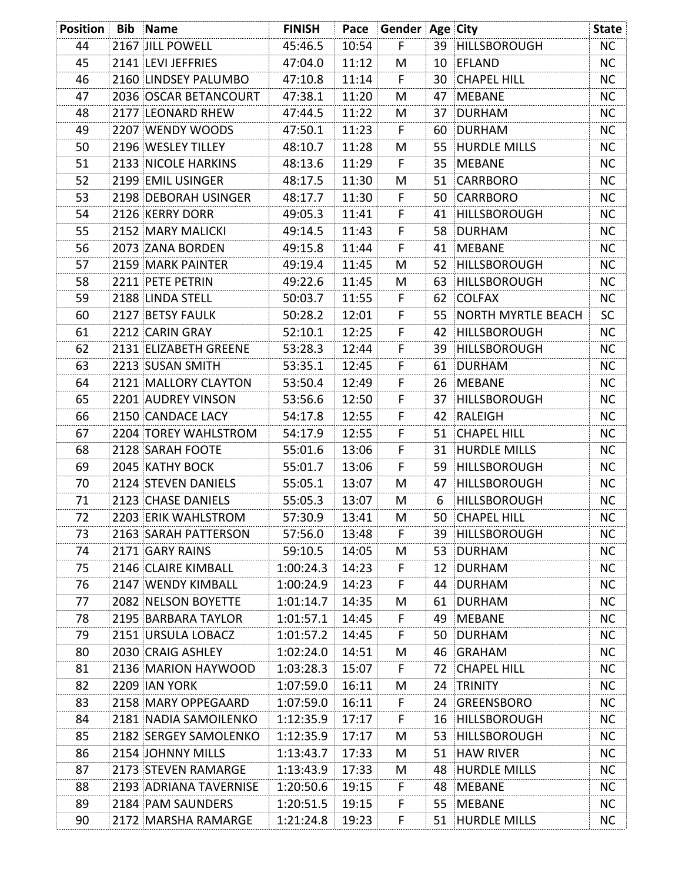| Position | Bib | Name | FINISH | Pace | Gender | Age | City | State |
|---|---|---|---|---|---|---|---|---|
| 44 | 2167 | JILL POWELL | 45:46.5 | 10:54 | F | 39 | HILLSBOROUGH | NC |
| 45 | 2141 | LEVI JEFFRIES | 47:04.0 | 11:12 | M | 10 | EFLAND | NC |
| 46 | 2160 | LINDSEY PALUMBO | 47:10.8 | 11:14 | F | 30 | CHAPEL HILL | NC |
| 47 | 2036 | OSCAR BETANCOURT | 47:38.1 | 11:20 | M | 47 | MEBANE | NC |
| 48 | 2177 | LEONARD RHEW | 47:44.5 | 11:22 | M | 37 | DURHAM | NC |
| 49 | 2207 | WENDY WOODS | 47:50.1 | 11:23 | F | 60 | DURHAM | NC |
| 50 | 2196 | WESLEY TILLEY | 48:10.7 | 11:28 | M | 55 | HURDLE MILLS | NC |
| 51 | 2133 | NICOLE HARKINS | 48:13.6 | 11:29 | F | 35 | MEBANE | NC |
| 52 | 2199 | EMIL USINGER | 48:17.5 | 11:30 | M | 51 | CARRBORO | NC |
| 53 | 2198 | DEBORAH USINGER | 48:17.7 | 11:30 | F | 50 | CARRBORO | NC |
| 54 | 2126 | KERRY DORR | 49:05.3 | 11:41 | F | 41 | HILLSBOROUGH | NC |
| 55 | 2152 | MARY MALICKI | 49:14.5 | 11:43 | F | 58 | DURHAM | NC |
| 56 | 2073 | ZANA BORDEN | 49:15.8 | 11:44 | F | 41 | MEBANE | NC |
| 57 | 2159 | MARK PAINTER | 49:19.4 | 11:45 | M | 52 | HILLSBOROUGH | NC |
| 58 | 2211 | PETE PETRIN | 49:22.6 | 11:45 | M | 63 | HILLSBOROUGH | NC |
| 59 | 2188 | LINDA STELL | 50:03.7 | 11:55 | F | 62 | COLFAX | NC |
| 60 | 2127 | BETSY FAULK | 50:28.2 | 12:01 | F | 55 | NORTH MYRTLE BEACH | SC |
| 61 | 2212 | CARIN GRAY | 52:10.1 | 12:25 | F | 42 | HILLSBOROUGH | NC |
| 62 | 2131 | ELIZABETH GREENE | 53:28.3 | 12:44 | F | 39 | HILLSBOROUGH | NC |
| 63 | 2213 | SUSAN SMITH | 53:35.1 | 12:45 | F | 61 | DURHAM | NC |
| 64 | 2121 | MALLORY CLAYTON | 53:50.4 | 12:49 | F | 26 | MEBANE | NC |
| 65 | 2201 | AUDREY VINSON | 53:56.6 | 12:50 | F | 37 | HILLSBOROUGH | NC |
| 66 | 2150 | CANDACE LACY | 54:17.8 | 12:55 | F | 42 | RALEIGH | NC |
| 67 | 2204 | TOREY WAHLSTROM | 54:17.9 | 12:55 | F | 51 | CHAPEL HILL | NC |
| 68 | 2128 | SARAH FOOTE | 55:01.6 | 13:06 | F | 31 | HURDLE MILLS | NC |
| 69 | 2045 | KATHY BOCK | 55:01.7 | 13:06 | F | 59 | HILLSBOROUGH | NC |
| 70 | 2124 | STEVEN DANIELS | 55:05.1 | 13:07 | M | 47 | HILLSBOROUGH | NC |
| 71 | 2123 | CHASE DANIELS | 55:05.3 | 13:07 | M | 6 | HILLSBOROUGH | NC |
| 72 | 2203 | ERIK WAHLSTROM | 57:30.9 | 13:41 | M | 50 | CHAPEL HILL | NC |
| 73 | 2163 | SARAH PATTERSON | 57:56.0 | 13:48 | F | 39 | HILLSBOROUGH | NC |
| 74 | 2171 | GARY RAINS | 59:10.5 | 14:05 | M | 53 | DURHAM | NC |
| 75 | 2146 | CLAIRE KIMBALL | 1:00:24.3 | 14:23 | F | 12 | DURHAM | NC |
| 76 | 2147 | WENDY KIMBALL | 1:00:24.9 | 14:23 | F | 44 | DURHAM | NC |
| 77 | 2082 | NELSON BOYETTE | 1:01:14.7 | 14:35 | M | 61 | DURHAM | NC |
| 78 | 2195 | BARBARA TAYLOR | 1:01:57.1 | 14:45 | F | 49 | MEBANE | NC |
| 79 | 2151 | URSULA LOBACZ | 1:01:57.2 | 14:45 | F | 50 | DURHAM | NC |
| 80 | 2030 | CRAIG ASHLEY | 1:02:24.0 | 14:51 | M | 46 | GRAHAM | NC |
| 81 | 2136 | MARION HAYWOOD | 1:03:28.3 | 15:07 | F | 72 | CHAPEL HILL | NC |
| 82 | 2209 | IAN YORK | 1:07:59.0 | 16:11 | M | 24 | TRINITY | NC |
| 83 | 2158 | MARY OPPEGAARD | 1:07:59.0 | 16:11 | F | 24 | GREENSBORO | NC |
| 84 | 2181 | NADIA SAMOILENKO | 1:12:35.9 | 17:17 | F | 16 | HILLSBOROUGH | NC |
| 85 | 2182 | SERGEY SAMOLENKO | 1:12:35.9 | 17:17 | M | 53 | HILLSBOROUGH | NC |
| 86 | 2154 | JOHNNY MILLS | 1:13:43.7 | 17:33 | M | 51 | HAW RIVER | NC |
| 87 | 2173 | STEVEN RAMARGE | 1:13:43.9 | 17:33 | M | 48 | HURDLE MILLS | NC |
| 88 | 2193 | ADRIANA TAVERNISE | 1:20:50.6 | 19:15 | F | 48 | MEBANE | NC |
| 89 | 2184 | PAM SAUNDERS | 1:20:51.5 | 19:15 | F | 55 | MEBANE | NC |
| 90 | 2172 | MARSHA RAMARGE | 1:21:24.8 | 19:23 | F | 51 | HURDLE MILLS | NC |